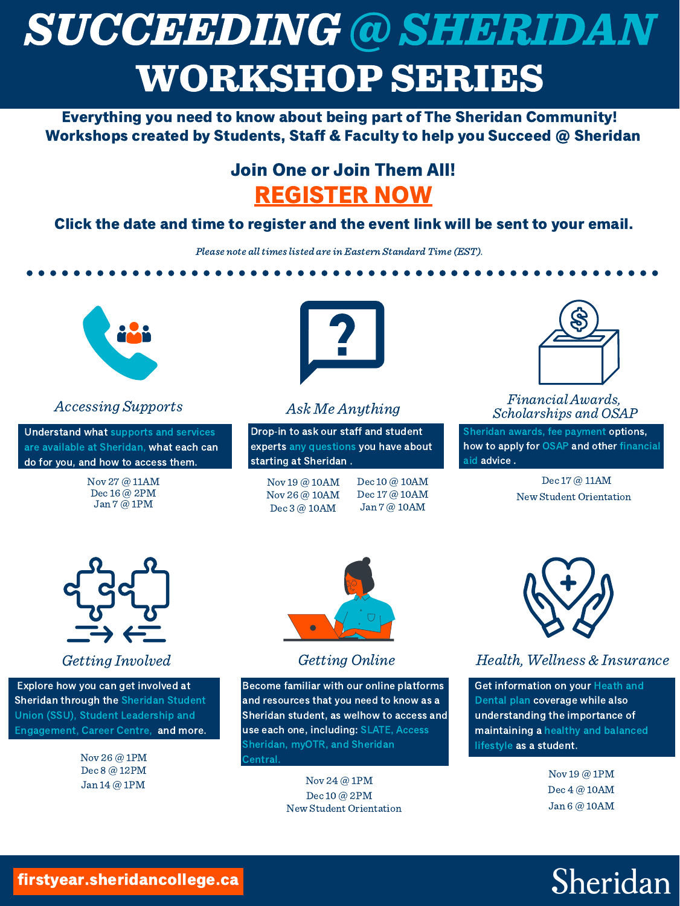# SUCCEEDING @ SHERIDAN WORKSHOP SERIES

**Everything you need to know about being part of The Sheridan Community! Workshops created by Students, Staff & Faculty to help you Succeed @ Sheridan**

**Join One or Join Them All!**

**REGISTER NOW**

**Click the date and time to register and the event link will be sent to your email.**

*Please note all times listed are in Eastern Standard Time (EST).*

---

### *Accessing Supports*

Understand what supports and services are available at Sheridan, what each can do for you, and how to access them.

Nov 27 @ 11AM
Dec 16 @ 2PM
Jan 7 @ 1PM

### *Ask Me Anything*

Drop-in to ask our staff and student experts any questions you have about starting at Sheridan .

Nov 19 @ 10AM
Nov 26 @ 10AM
Dec 3 @ 10AM
Dec 10 @ 10AM
Dec 17 @ 10AM
Jan 7 @ 10AM

### *Financial Awards, Scholarships and OSAP*

Sheridan awards, fee payment options, how to apply for OSAP and other financial aid advice .

Dec 17 @ 11AM
New Student Orientation

### *Getting Involved*

Explore how you can get involved at Sheridan through the Sheridan Student Union (SSU), Student Leadership and Engagement, Career Centre, and more.

Nov 26 @ 1PM
Dec 8 @ 12PM
Jan 14 @ 1PM

### *Getting Online*

Become familiar with our online platforms and resources that you need to know as a Sheridan student, as welhow to access and use each one, including: SLATE, Access Sheridan, myOTR, and Sheridan Central.

Nov 24 @ 1PM
Dec 10 @ 2PM
New Student Orientation

### *Health, Wellness & Insurance*

Get information on your Heath and Dental plan coverage while also understanding the importance of maintaining a healthy and balanced lifestyle as a student.

Nov 19 @ 1PM
Dec 4 @ 10AM
Jan 6 @ 10AM

---

firstyear.sheridancollege.ca

Sheridan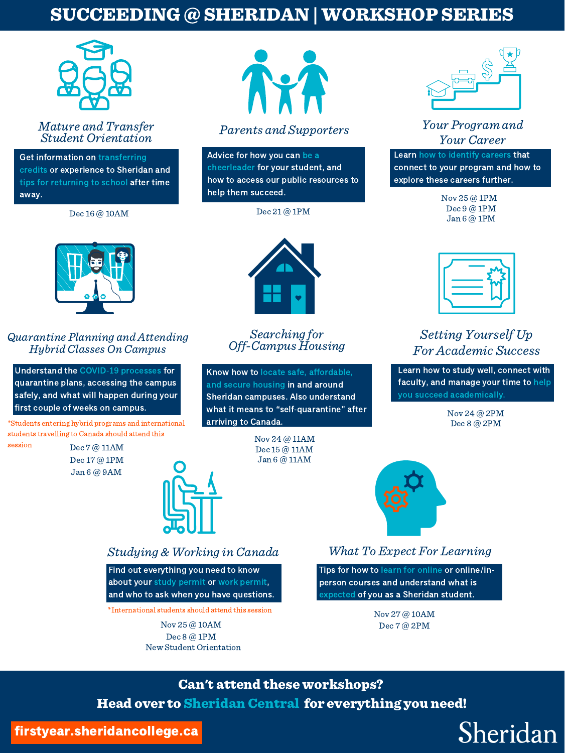# SUCCEEDING @ SHERIDAN | WORKSHOP SERIES

### *Mature and Transfer Student Orientation*

Get information on transferring credits or experience to Sheridan and tips for returning to school after time away.

Dec 16 @ 10AM

### *Parents and Supporters*

Advice for how you can be a cheerleader for your student, and how to access our public resources to help them succeed.

Dec 21 @ 1PM

### *Your Program and Your Career*

Learn how to identify careers that connect to your program and how to explore these careers further.

Nov 25 @ 1PM
Dec 9 @ 1PM
Jan 6 @ 1PM

### *Quarantine Planning and Attending Hybrid Classes On Campus*

Understand the COVID-19 processes for quarantine plans, accessing the campus safely, and what will happen during your first couple of weeks on campus.

*Students entering hybrid programs and international students travelling to Canada should attend this session

Dec 7 @ 11AM
Dec 17 @ 1PM
Jan 6 @ 9AM

### *Searching for Off-Campus Housing*

Know how to locate safe, affordable, and secure housing in and around Sheridan campuses. Also understand what it means to "self-quarantine" after arriving to Canada.

Nov 24 @ 11AM
Dec 15 @ 11AM
Jan 6 @ 11AM

### *Setting Yourself Up For Academic Success*

Learn how to study well, connect with faculty, and manage your time to help you succeed academically.

Nov 24 @ 2PM
Dec 8 @ 2PM

### *Studying & Working in Canada*

Find out everything you need to know about your study permit or work permit, and who to ask when you have questions.

*International students should attend this session

Nov 25 @ 10AM
Dec 8 @ 1PM
New Student Orientation

### *What To Expect For Learning*

Tips for how to learn for online or online/in-person courses and understand what is expected of you as a Sheridan student.

Nov 27 @ 10AM
Dec 7 @ 2PM

**Can't attend these workshops?**

**Head over to Sheridan Central for everything you need!**

**firstyear.sheridancollege.ca**

Sheridan